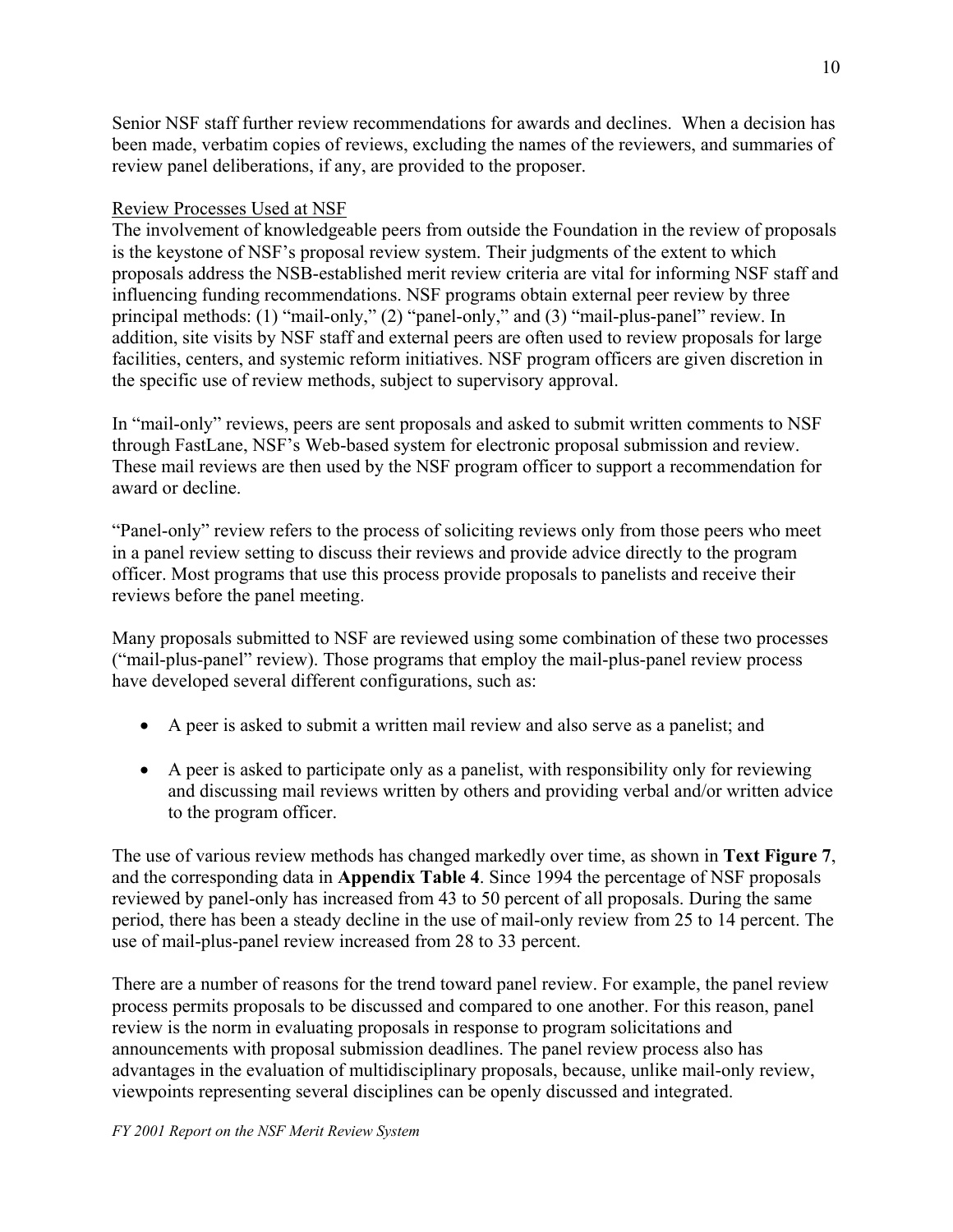Senior NSF staff further review recommendations for awards and declines. When a decision has been made, verbatim copies of reviews, excluding the names of the reviewers, and summaries of review panel deliberations, if any, are provided to the proposer.

## Review Processes Used at NSF

The involvement of knowledgeable peers from outside the Foundation in the review of proposals is the keystone of NSF's proposal review system. Their judgments of the extent to which proposals address the NSB-established merit review criteria are vital for informing NSF staff and influencing funding recommendations. NSF programs obtain external peer review by three principal methods: (1) "mail-only," (2) "panel-only," and (3) "mail-plus-panel" review. In addition, site visits by NSF staff and external peers are often used to review proposals for large facilities, centers, and systemic reform initiatives. NSF program officers are given discretion in the specific use of review methods, subject to supervisory approval.

In "mail-only" reviews, peers are sent proposals and asked to submit written comments to NSF through FastLane, NSF's Web-based system for electronic proposal submission and review. These mail reviews are then used by the NSF program officer to support a recommendation for award or decline.

"Panel-only" review refers to the process of soliciting reviews only from those peers who meet in a panel review setting to discuss their reviews and provide advice directly to the program officer. Most programs that use this process provide proposals to panelists and receive their reviews before the panel meeting.

Many proposals submitted to NSF are reviewed using some combination of these two processes ("mail-plus-panel" review). Those programs that employ the mail-plus-panel review process have developed several different configurations, such as:

- A peer is asked to submit a written mail review and also serve as a panelist; and
- A peer is asked to participate only as a panelist, with responsibility only for reviewing and discussing mail reviews written by others and providing verbal and/or written advice to the program officer.

The use of various review methods has changed markedly over time, as shown in **Text Figure 7**, and the corresponding data in **Appendix Table 4**. Since 1994 the percentage of NSF proposals reviewed by panel-only has increased from 43 to 50 percent of all proposals. During the same period, there has been a steady decline in the use of mail-only review from 25 to 14 percent. The use of mail-plus-panel review increased from 28 to 33 percent.

There are a number of reasons for the trend toward panel review. For example, the panel review process permits proposals to be discussed and compared to one another. For this reason, panel review is the norm in evaluating proposals in response to program solicitations and announcements with proposal submission deadlines. The panel review process also has advantages in the evaluation of multidisciplinary proposals, because, unlike mail-only review, viewpoints representing several disciplines can be openly discussed and integrated.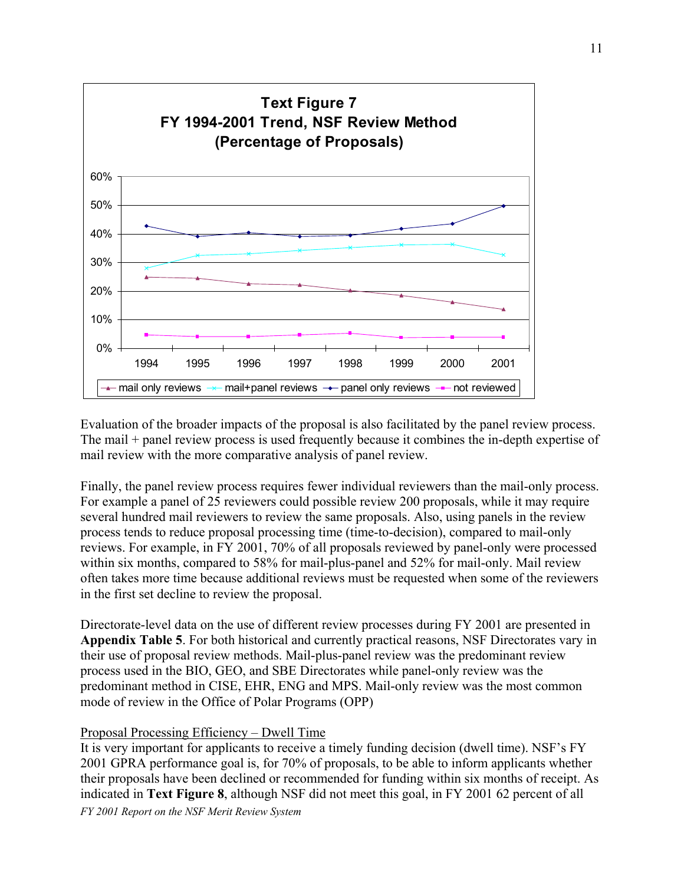**Text Figure 7**
**FY 1994-2001 Trend, NSF Review Method**
**(Percentage of Proposals)**

Evaluation of the broader impacts of the proposal is also facilitated by the panel review process. The mail + panel review process is used frequently because it combines the in-depth expertise of mail review with the more comparative analysis of panel review.

Finally, the panel review process requires fewer individual reviewers than the mail-only process. For example a panel of 25 reviewers could possible review 200 proposals, while it may require several hundred mail reviewers to review the same proposals. Also, using panels in the review process tends to reduce proposal processing time (time-to-decision), compared to mail-only reviews. For example, in FY 2001, 70% of all proposals reviewed by panel-only were processed within six months, compared to 58% for mail-plus-panel and 52% for mail-only. Mail review often takes more time because additional reviews must be requested when some of the reviewers in the first set decline to review the proposal.

Directorate-level data on the use of different review processes during FY 2001 are presented in **Appendix Table 5**. For both historical and currently practical reasons, NSF Directorates vary in their use of proposal review methods. Mail-plus-panel review was the predominant review process used in the BIO, GEO, and SBE Directorates while panel-only review was the predominant method in CISE, EHR, ENG and MPS. Mail-only review was the most common mode of review in the Office of Polar Programs (OPP)

<u>Proposal Processing Efficiency – Dwell Time</u>

It is very important for applicants to receive a timely funding decision (dwell time). NSF's FY 2001 GPRA performance goal is, for 70% of proposals, to be able to inform applicants whether their proposals have been declined or recommended for funding within six months of receipt. As indicated in **Text Figure 8**, although NSF did not meet this goal, in FY 2001 62 percent of all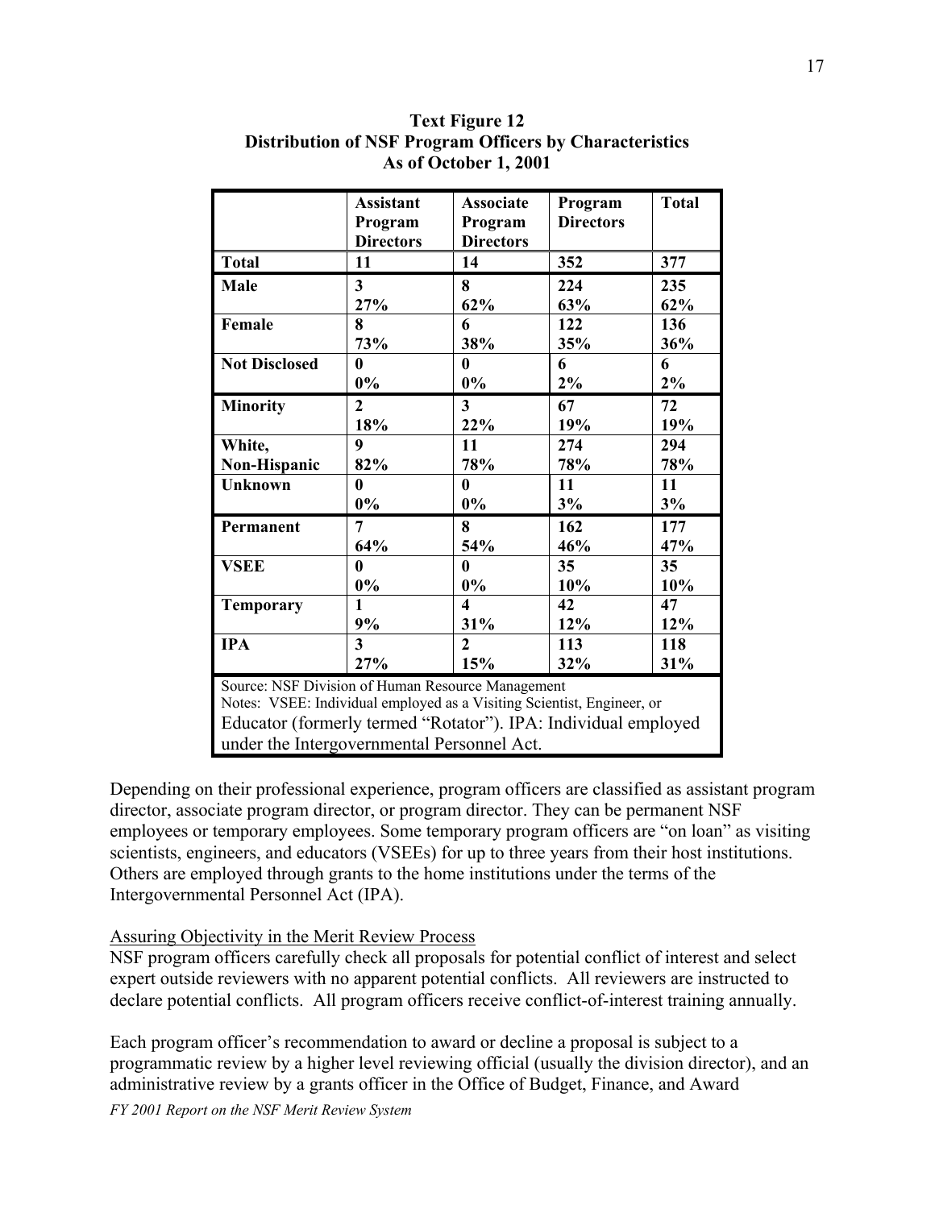**Text Figure 12**
**Distribution of NSF Program Officers by Characteristics**
**As of October 1, 2001**

| | Assistant Program Directors | Associate Program Directors | Program Directors | Total |
|---|---|---|---|---|
| **Total** | **11** | **14** | **352** | **377** |
| **Male** | **3**<br>**27%** | **8**<br>**62%** | **224**<br>**63%** | **235**<br>**62%** |
| **Female** | **8**<br>**73%** | **6**<br>**38%** | **122**<br>**35%** | **136**<br>**36%** |
| **Not Disclosed** | **0**<br>**0%** | **0**<br>**0%** | **6**<br>**2%** | **6**<br>**2%** |
| **Minority** | **2**<br>**18%** | **3**<br>**22%** | **67**<br>**19%** | **72**<br>**19%** |
| **White, Non-Hispanic** | **9**<br>**82%** | **11**<br>**78%** | **274**<br>**78%** | **294**<br>**78%** |
| **Unknown** | **0**<br>**0%** | **0**<br>**0%** | **11**<br>**3%** | **11**<br>**3%** |
| **Permanent** | **7**<br>**64%** | **8**<br>**54%** | **162**<br>**46%** | **177**<br>**47%** |
| **VSEE** | **0**<br>**0%** | **0**<br>**0%** | **35**<br>**10%** | **35**<br>**10%** |
| **Temporary** | **1**<br>**9%** | **4**<br>**31%** | **42**<br>**12%** | **47**<br>**12%** |
| **IPA** | **3**<br>**27%** | **2**<br>**15%** | **113**<br>**32%** | **118**<br>**31%** |

Source: NSF Division of Human Resource Management
Notes: VSEE: Individual employed as a Visiting Scientist, Engineer, or Educator (formerly termed "Rotator"). IPA: Individual employed under the Intergovernmental Personnel Act.

Depending on their professional experience, program officers are classified as assistant program director, associate program director, or program director. They can be permanent NSF employees or temporary employees. Some temporary program officers are "on loan" as visiting scientists, engineers, and educators (VSEEs) for up to three years from their host institutions. Others are employed through grants to the home institutions under the terms of the Intergovernmental Personnel Act (IPA).

Assuring Objectivity in the Merit Review Process

NSF program officers carefully check all proposals for potential conflict of interest and select expert outside reviewers with no apparent potential conflicts. All reviewers are instructed to declare potential conflicts. All program officers receive conflict-of-interest training annually.

Each program officer's recommendation to award or decline a proposal is subject to a programmatic review by a higher level reviewing official (usually the division director), and an administrative review by a grants officer in the Office of Budget, Finance, and Award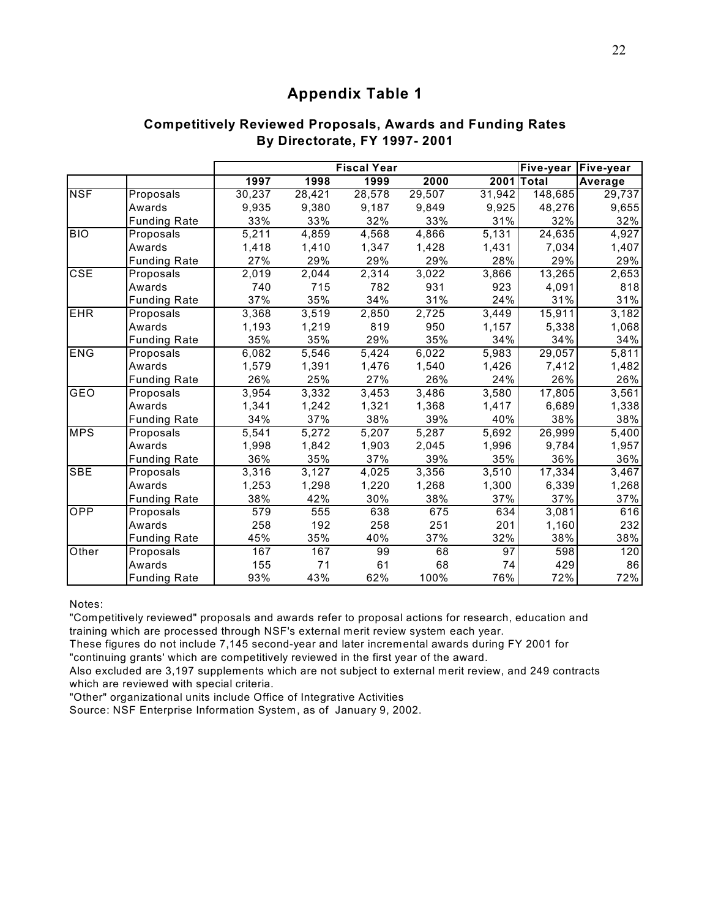## Appendix Table 1

### Competitively Reviewed Proposals, Awards and Funding Rates By Directorate, FY 1997- 2001

| | | Fiscal Year | | | | | Five-year | Five-year |
|---|---|---|---|---|---|---|---|---|
| | | 1997 | 1998 | 1999 | 2000 | 2001 | Total | Average |
| NSF | Proposals | 30,237 | 28,421 | 28,578 | 29,507 | 31,942 | 148,685 | 29,737 |
| | Awards | 9,935 | 9,380 | 9,187 | 9,849 | 9,925 | 48,276 | 9,655 |
| | Funding Rate | 33% | 33% | 32% | 33% | 31% | 32% | 32% |
| BIO | Proposals | 5,211 | 4,859 | 4,568 | 4,866 | 5,131 | 24,635 | 4,927 |
| | Awards | 1,418 | 1,410 | 1,347 | 1,428 | 1,431 | 7,034 | 1,407 |
| | Funding Rate | 27% | 29% | 29% | 29% | 28% | 29% | 29% |
| CSE | Proposals | 2,019 | 2,044 | 2,314 | 3,022 | 3,866 | 13,265 | 2,653 |
| | Awards | 740 | 715 | 782 | 931 | 923 | 4,091 | 818 |
| | Funding Rate | 37% | 35% | 34% | 31% | 24% | 31% | 31% |
| EHR | Proposals | 3,368 | 3,519 | 2,850 | 2,725 | 3,449 | 15,911 | 3,182 |
| | Awards | 1,193 | 1,219 | 819 | 950 | 1,157 | 5,338 | 1,068 |
| | Funding Rate | 35% | 35% | 29% | 35% | 34% | 34% | 34% |
| ENG | Proposals | 6,082 | 5,546 | 5,424 | 6,022 | 5,983 | 29,057 | 5,811 |
| | Awards | 1,579 | 1,391 | 1,476 | 1,540 | 1,426 | 7,412 | 1,482 |
| | Funding Rate | 26% | 25% | 27% | 26% | 24% | 26% | 26% |
| GEO | Proposals | 3,954 | 3,332 | 3,453 | 3,486 | 3,580 | 17,805 | 3,561 |
| | Awards | 1,341 | 1,242 | 1,321 | 1,368 | 1,417 | 6,689 | 1,338 |
| | Funding Rate | 34% | 37% | 38% | 39% | 40% | 38% | 38% |
| MPS | Proposals | 5,541 | 5,272 | 5,207 | 5,287 | 5,692 | 26,999 | 5,400 |
| | Awards | 1,998 | 1,842 | 1,903 | 2,045 | 1,996 | 9,784 | 1,957 |
| | Funding Rate | 36% | 35% | 37% | 39% | 35% | 36% | 36% |
| SBE | Proposals | 3,316 | 3,127 | 4,025 | 3,356 | 3,510 | 17,334 | 3,467 |
| | Awards | 1,253 | 1,298 | 1,220 | 1,268 | 1,300 | 6,339 | 1,268 |
| | Funding Rate | 38% | 42% | 30% | 38% | 37% | 37% | 37% |
| OPP | Proposals | 579 | 555 | 638 | 675 | 634 | 3,081 | 616 |
| | Awards | 258 | 192 | 258 | 251 | 201 | 1,160 | 232 |
| | Funding Rate | 45% | 35% | 40% | 37% | 32% | 38% | 38% |
| Other | Proposals | 167 | 167 | 99 | 68 | 97 | 598 | 120 |
| | Awards | 155 | 71 | 61 | 68 | 74 | 429 | 86 |
| | Funding Rate | 93% | 43% | 62% | 100% | 76% | 72% | 72% |

Notes:
"Competitively reviewed" proposals and awards refer to proposal actions for research, education and training which are processed through NSF's external merit review system each year.
These figures do not include 7,145 second-year and later incremental awards during FY 2001 for "continuing grants' which are competitively reviewed in the first year of the award.
Also excluded are 3,197 supplements which are not subject to external merit review, and 249 contracts which are reviewed with special criteria.
"Other" organizational units include Office of Integrative Activities
Source: NSF Enterprise Information System, as of January 9, 2002.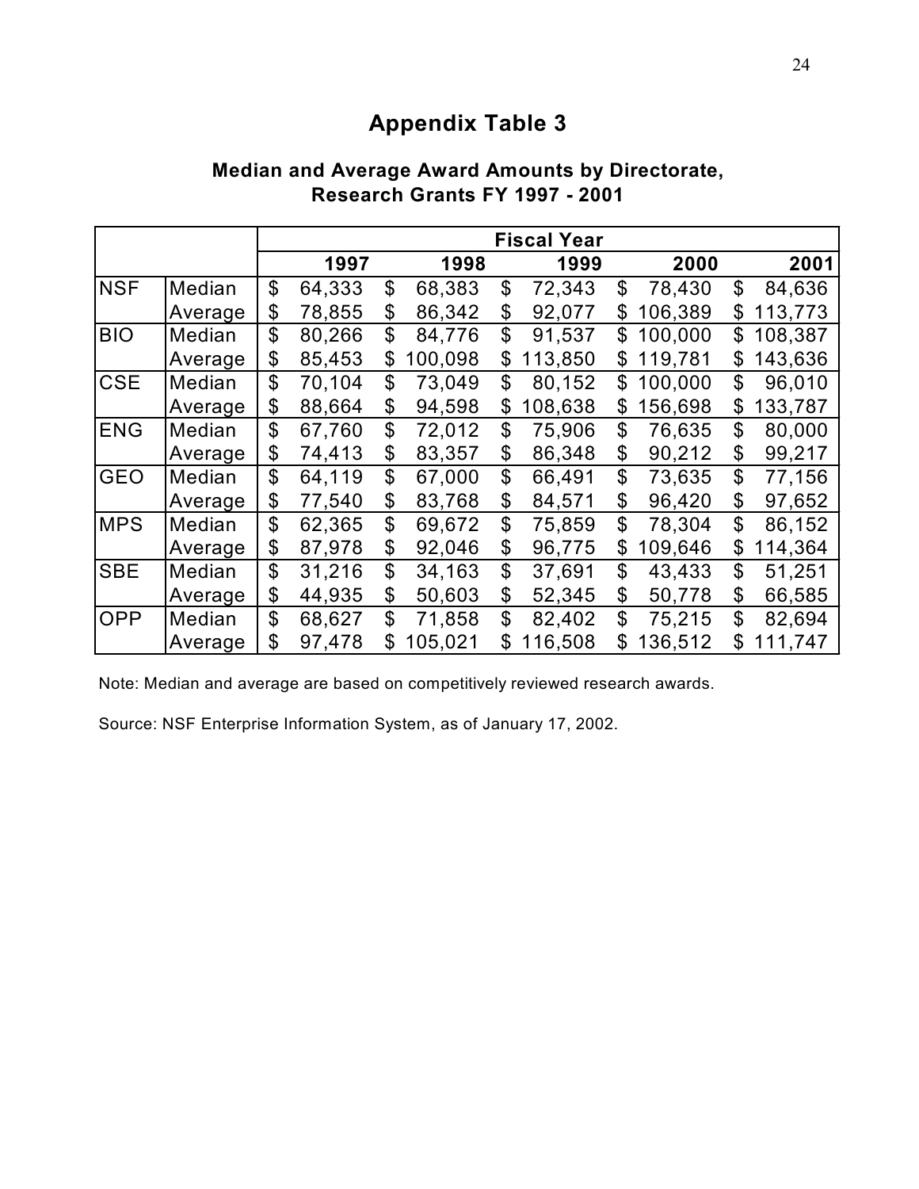# Appendix Table 3

## Median and Average Award Amounts by Directorate, Research Grants FY 1997 - 2001

| | | Fiscal Year | | | | |
|---|---|---|---|---|---|---|
| | | 1997 | 1998 | 1999 | 2000 | 2001 |
| NSF | Median | $ 64,333 | $ 68,383 | $ 72,343 | $ 78,430 | $ 84,636 |
| | Average | $ 78,855 | $ 86,342 | $ 92,077 | $ 106,389 | $ 113,773 |
| BIO | Median | $ 80,266 | $ 84,776 | $ 91,537 | $ 100,000 | $ 108,387 |
| | Average | $ 85,453 | $ 100,098 | $ 113,850 | $ 119,781 | $ 143,636 |
| CSE | Median | $ 70,104 | $ 73,049 | $ 80,152 | $ 100,000 | $ 96,010 |
| | Average | $ 88,664 | $ 94,598 | $ 108,638 | $ 156,698 | $ 133,787 |
| ENG | Median | $ 67,760 | $ 72,012 | $ 75,906 | $ 76,635 | $ 80,000 |
| | Average | $ 74,413 | $ 83,357 | $ 86,348 | $ 90,212 | $ 99,217 |
| GEO | Median | $ 64,119 | $ 67,000 | $ 66,491 | $ 73,635 | $ 77,156 |
| | Average | $ 77,540 | $ 83,768 | $ 84,571 | $ 96,420 | $ 97,652 |
| MPS | Median | $ 62,365 | $ 69,672 | $ 75,859 | $ 78,304 | $ 86,152 |
| | Average | $ 87,978 | $ 92,046 | $ 96,775 | $ 109,646 | $ 114,364 |
| SBE | Median | $ 31,216 | $ 34,163 | $ 37,691 | $ 43,433 | $ 51,251 |
| | Average | $ 44,935 | $ 50,603 | $ 52,345 | $ 50,778 | $ 66,585 |
| OPP | Median | $ 68,627 | $ 71,858 | $ 82,402 | $ 75,215 | $ 82,694 |
| | Average | $ 97,478 | $ 105,021 | $ 116,508 | $ 136,512 | $ 111,747 |

Note: Median and average are based on competitively reviewed research awards.

Source: NSF Enterprise Information System, as of January 17, 2002.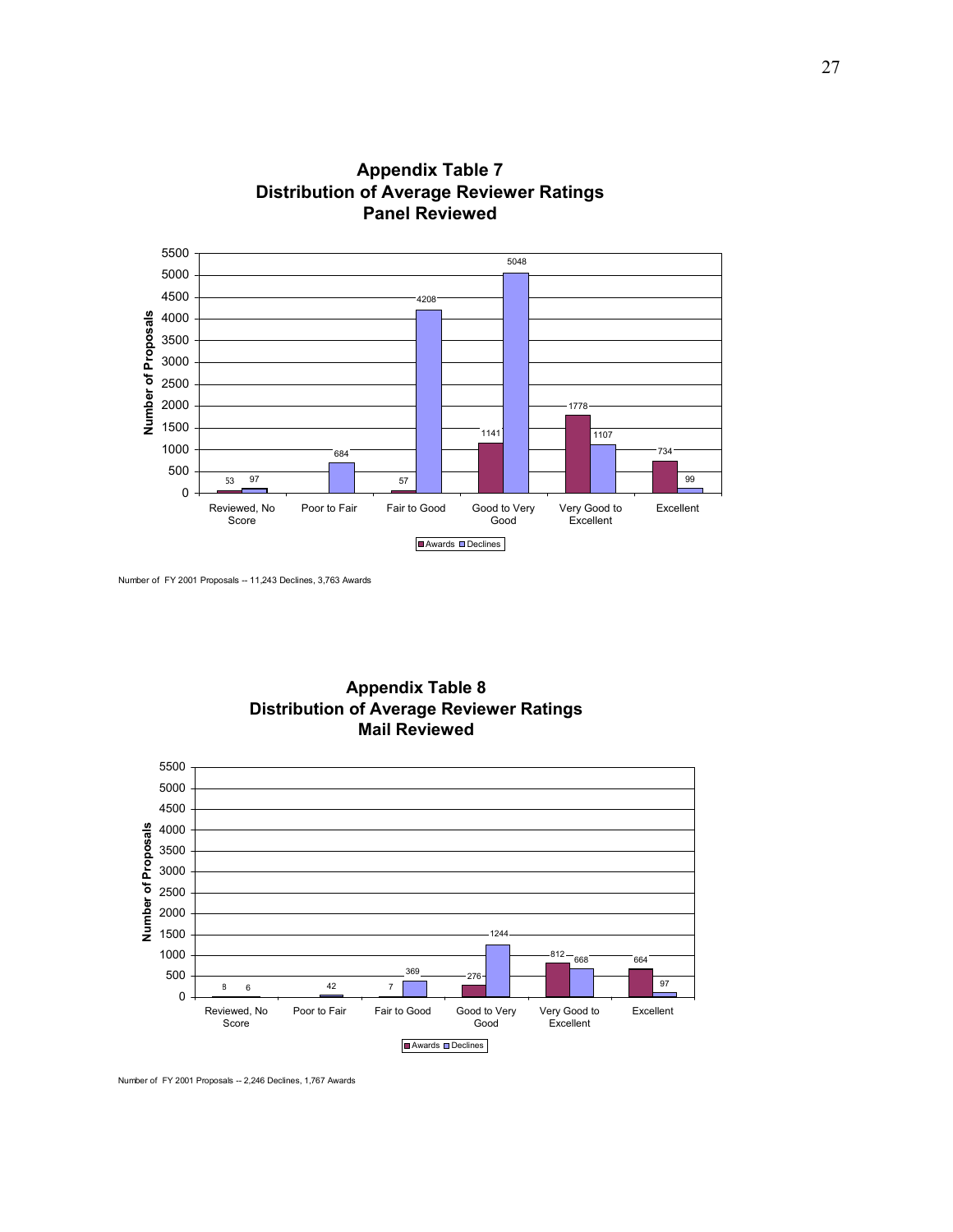## Appendix Table 7
## Distribution of Average Reviewer Ratings
## Panel Reviewed

| Rating | Awards | Declines |
|---|---|---|
| Reviewed, No Score | 53 | 97 |
| Poor to Fair | | 684 |
| Fair to Good | 57 | 4208 |
| Good to Very Good | 1141 | 5048 |
| Very Good to Excellent | 1778 | 1107 |
| Excellent | 734 | 99 |

Number of FY 2001 Proposals -- 11,243 Declines, 3,763 Awards

## Appendix Table 8
## Distribution of Average Reviewer Ratings
## Mail Reviewed

| Rating | Awards | Declines |
|---|---|---|
| Reviewed, No Score | 8 | 6 |
| Poor to Fair | | 42 |
| Fair to Good | 7 | 369 |
| Good to Very Good | 276 | 1244 |
| Very Good to Excellent | 812 | 668 |
| Excellent | 664 | 97 |

Number of FY 2001 Proposals -- 2,246 Declines, 1,767 Awards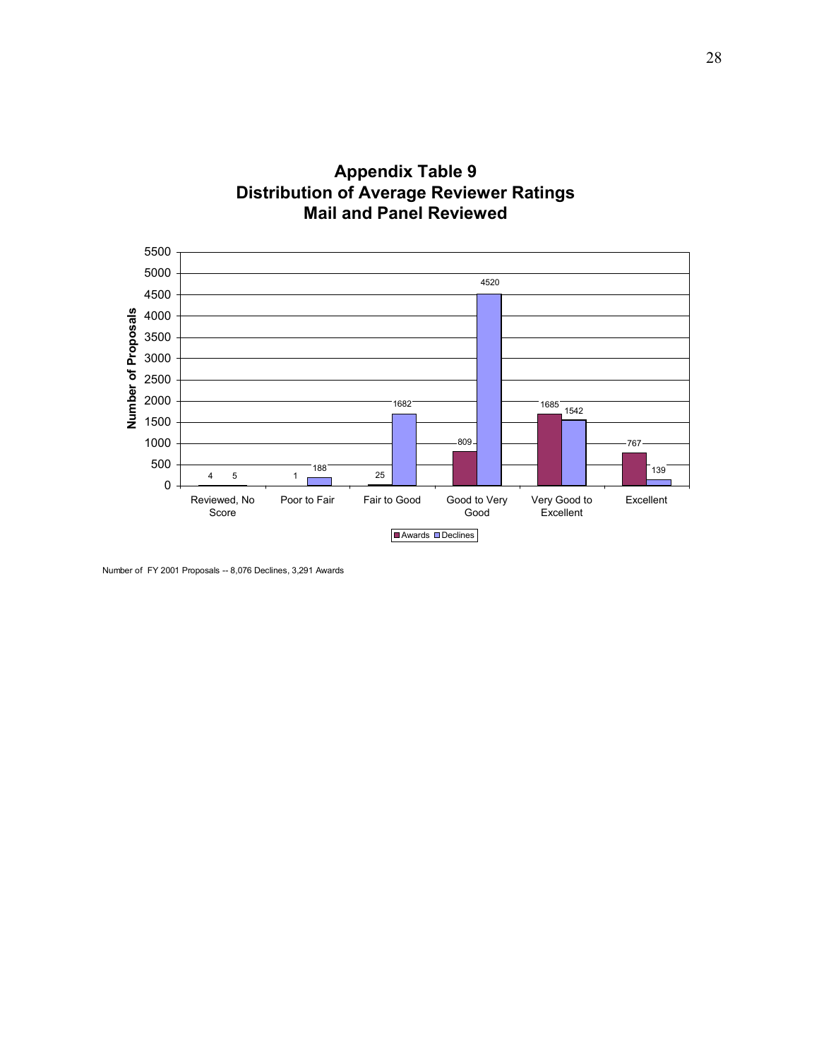# Appendix Table 9
## Distribution of Average Reviewer Ratings
## Mail and Panel Reviewed

| Rating | Awards | Declines |
|---|---|---|
| Reviewed, No Score | 4 | 5 |
| Poor to Fair | 1 | 188 |
| Fair to Good | 25 | 1682 |
| Good to Very Good | 809 | 4520 |
| Very Good to Excellent | 1685 | 1542 |
| Excellent | 767 | 139 |

Number of FY 2001 Proposals -- 8,076 Declines, 3,291 Awards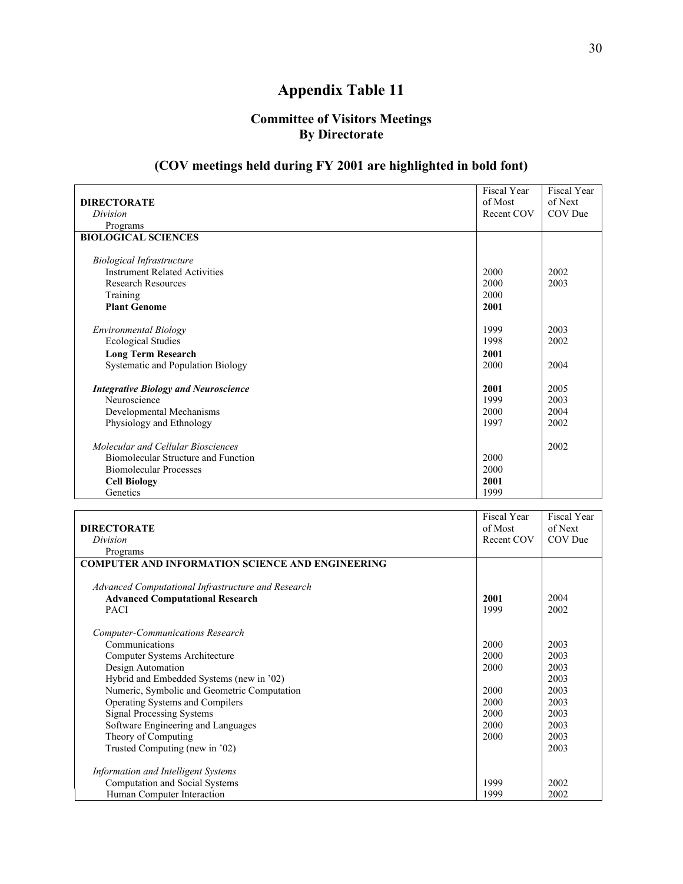# Appendix Table 11

## Committee of Visitors Meetings By Directorate

### (COV meetings held during FY 2001 are highlighted in bold font)

| **DIRECTORATE** *Division* Programs | Fiscal Year of Most Recent COV | Fiscal Year of Next COV Due |
|---|---|---|
| **BIOLOGICAL SCIENCES** | | |
| *Biological Infrastructure* | | |
| Instrument Related Activities | 2000 | 2002 |
| Research Resources | 2000 | 2003 |
| Training | 2000 | |
| **Plant Genome** | **2001** | |
| *Environmental Biology* | 1999 | 2003 |
| Ecological Studies | 1998 | 2002 |
| **Long Term Research** | **2001** | |
| Systematic and Population Biology | 2000 | 2004 |
| ***Integrative Biology and Neuroscience*** | **2001** | 2005 |
| Neuroscience | 1999 | 2003 |
| Developmental Mechanisms | 2000 | 2004 |
| Physiology and Ethnology | 1997 | 2002 |
| *Molecular and Cellular Biosciences* | | 2002 |
| Biomolecular Structure and Function | 2000 | |
| Biomolecular Processes | 2000 | |
| **Cell Biology** | **2001** | |
| Genetics | 1999 | |

| **DIRECTORATE** *Division* Programs | Fiscal Year of Most Recent COV | Fiscal Year of Next COV Due |
|---|---|---|
| **COMPUTER AND INFORMATION SCIENCE AND ENGINEERING** | | |
| *Advanced Computational Infrastructure and Research* | | |
| **Advanced Computational Research** | **2001** | 2004 |
| PACI | 1999 | 2002 |
| *Computer-Communications Research* | | |
| Communications | 2000 | 2003 |
| Computer Systems Architecture | 2000 | 2003 |
| Design Automation | 2000 | 2003 |
| Hybrid and Embedded Systems (new in '02) | | 2003 |
| Numeric, Symbolic and Geometric Computation | 2000 | 2003 |
| Operating Systems and Compilers | 2000 | 2003 |
| Signal Processing Systems | 2000 | 2003 |
| Software Engineering and Languages | 2000 | 2003 |
| Theory of Computing | 2000 | 2003 |
| Trusted Computing (new in '02) | | 2003 |
| *Information and Intelligent Systems* | | |
| Computation and Social Systems | 1999 | 2002 |
| Human Computer Interaction | 1999 | 2002 |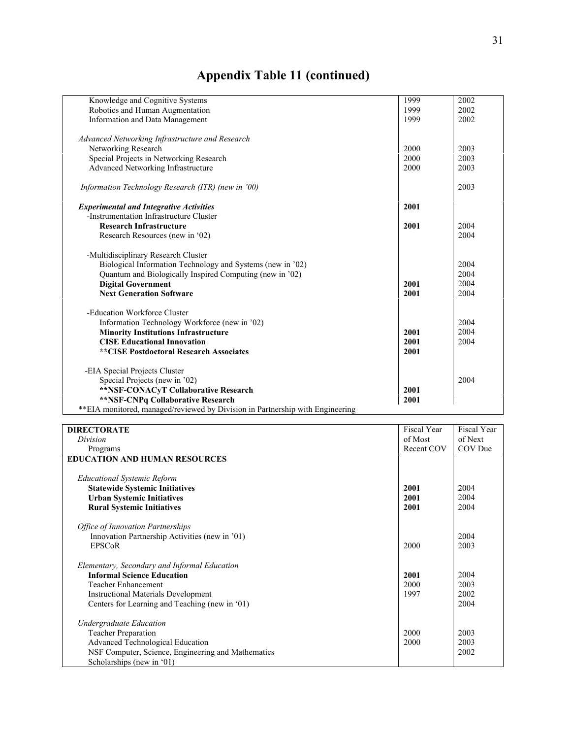# Appendix Table 11 (continued)

| | | |
|---|---|---|
| Knowledge and Cognitive Systems | 1999 | 2002 |
| Robotics and Human Augmentation | 1999 | 2002 |
| Information and Data Management | 1999 | 2002 |
| | | |
| *Advanced Networking Infrastructure and Research* | | |
| Networking Research | 2000 | 2003 |
| Special Projects in Networking Research | 2000 | 2003 |
| Advanced Networking Infrastructure | 2000 | 2003 |
| | | |
| *Information Technology Research (ITR) (new in '00)* | | 2003 |
| | | |
| ***Experimental and Integrative Activities*** | **2001** | |
| -Instrumentation Infrastructure Cluster | | |
| **Research Infrastructure** | **2001** | 2004 |
| Research Resources (new in '02) | | 2004 |
| | | |
| -Multidisciplinary Research Cluster | | |
| Biological Information Technology and Systems (new in '02) | | 2004 |
| Quantum and Biologically Inspired Computing (new in '02) | | 2004 |
| **Digital Government** | **2001** | 2004 |
| **Next Generation Software** | **2001** | 2004 |
| | | |
| -Education Workforce Cluster | | |
| Information Technology Workforce (new in '02) | | 2004 |
| **Minority Institutions Infrastructure** | **2001** | 2004 |
| **CISE Educational Innovation** | **2001** | 2004 |
| **\*\*CISE Postdoctoral Research Associates** | **2001** | |
| | | |
| -EIA Special Projects Cluster | | |
| Special Projects (new in '02) | | 2004 |
| **\*\*NSF-CONACyT Collaborative Research** | **2001** | |
| **\*\*NSF-CNPq Collaborative Research** | **2001** | |
| \*\*EIA monitored, managed/reviewed by Division in Partnership with Engineering | | |

| **DIRECTORATE** / *Division* / Programs | Fiscal Year of Most Recent COV | Fiscal Year of Next COV Due |
|---|---|---|
| **EDUCATION AND HUMAN RESOURCES** | | |
| | | |
| *Educational Systemic Reform* | | |
| **Statewide Systemic Initiatives** | **2001** | 2004 |
| **Urban Systemic Initiatives** | **2001** | 2004 |
| **Rural Systemic Initiatives** | **2001** | 2004 |
| | | |
| *Office of Innovation Partnerships* | | |
| Innovation Partnership Activities (new in '01) | | 2004 |
| EPSCoR | 2000 | 2003 |
| | | |
| *Elementary, Secondary and Informal Education* | | |
| **Informal Science Education** | **2001** | 2004 |
| Teacher Enhancement | 2000 | 2003 |
| Instructional Materials Development | 1997 | 2002 |
| Centers for Learning and Teaching (new in '01) | | 2004 |
| | | |
| *Undergraduate Education* | | |
| Teacher Preparation | 2000 | 2003 |
| Advanced Technological Education | 2000 | 2003 |
| NSF Computer, Science, Engineering and Mathematics Scholarships (new in '01) | | 2002 |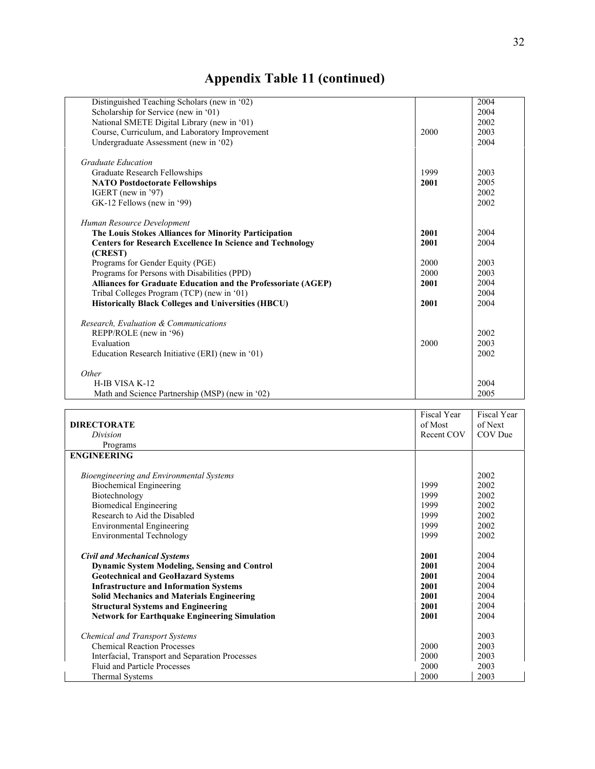## Appendix Table 11 (continued)

| | | |
|---|---|---|
| Distinguished Teaching Scholars (new in '02) | | 2004 |
| Scholarship for Service (new in '01) | | 2004 |
| National SMETE Digital Library (new in '01) | | 2002 |
| Course, Curriculum, and Laboratory Improvement | 2000 | 2003 |
| Undergraduate Assessment (new in '02) | | 2004 |
| *Graduate Education* | | |
| Graduate Research Fellowships | 1999 | 2003 |
| **NATO Postdoctorate Fellowships** | **2001** | 2005 |
| IGERT (new in '97) | | 2002 |
| GK-12 Fellows (new in '99) | | 2002 |
| *Human Resource Development* | | |
| **The Louis Stokes Alliances for Minority Participation** | **2001** | 2004 |
| **Centers for Research Excellence In Science and Technology (CREST)** | **2001** | 2004 |
| Programs for Gender Equity (PGE) | 2000 | 2003 |
| Programs for Persons with Disabilities (PPD) | 2000 | 2003 |
| **Alliances for Graduate Education and the Professoriate (AGEP)** | **2001** | 2004 |
| Tribal Colleges Program (TCP) (new in '01) | | 2004 |
| **Historically Black Colleges and Universities (HBCU)** | **2001** | 2004 |
| *Research, Evaluation & Communications* | | |
| REPP/ROLE (new in '96) | | 2002 |
| Evaluation | 2000 | 2003 |
| Education Research Initiative (ERI) (new in '01) | | 2002 |
| *Other* | | |
| H-IB VISA K-12 | | 2004 |
| Math and Science Partnership (MSP) (new in '02) | | 2005 |

| **DIRECTORATE** / *Division* / Programs | Fiscal Year of Most Recent COV | Fiscal Year of Next COV Due |
|---|---|---|
| **ENGINEERING** | | |
| *Bioengineering and Environmental Systems* | | 2002 |
| Biochemical Engineering | 1999 | 2002 |
| Biotechnology | 1999 | 2002 |
| Biomedical Engineering | 1999 | 2002 |
| Research to Aid the Disabled | 1999 | 2002 |
| Environmental Engineering | 1999 | 2002 |
| Environmental Technology | 1999 | 2002 |
| ***Civil and Mechanical Systems*** | **2001** | 2004 |
| **Dynamic System Modeling, Sensing and Control** | **2001** | 2004 |
| **Geotechnical and GeoHazard Systems** | **2001** | 2004 |
| **Infrastructure and Information Systems** | **2001** | 2004 |
| **Solid Mechanics and Materials Engineering** | **2001** | 2004 |
| **Structural Systems and Engineering** | **2001** | 2004 |
| **Network for Earthquake Engineering Simulation** | **2001** | 2004 |
| *Chemical and Transport Systems* | | 2003 |
| Chemical Reaction Processes | 2000 | 2003 |
| Interfacial, Transport and Separation Processes | 2000 | 2003 |
| Fluid and Particle Processes | 2000 | 2003 |
| Thermal Systems | 2000 | 2003 |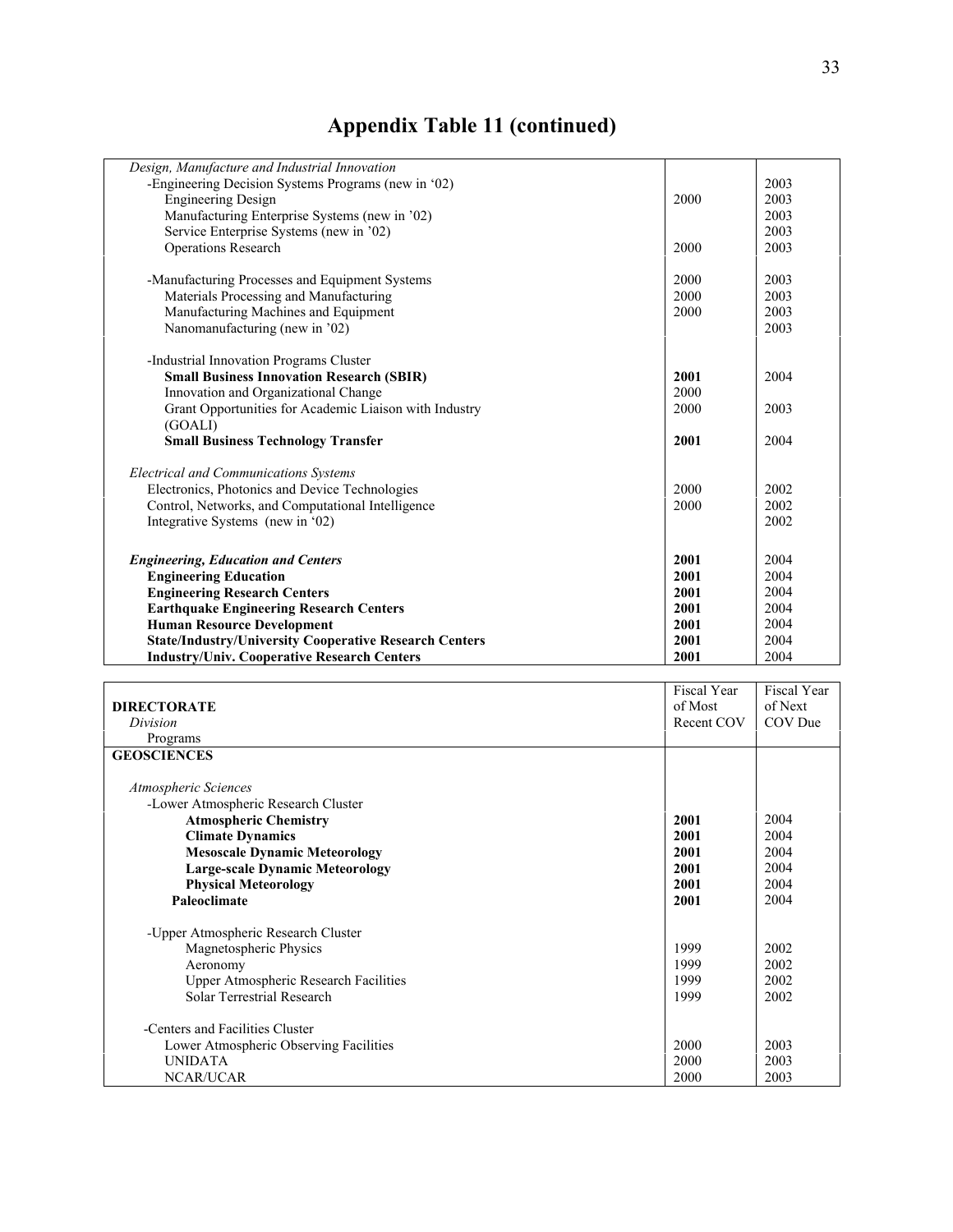# Appendix Table 11 (continued)

| | | |
|---|---|---|
| *Design, Manufacture and Industrial Innovation* | | |
| -Engineering Decision Systems Programs (new in '02) | | 2003 |
| Engineering Design | 2000 | 2003 |
| Manufacturing Enterprise Systems (new in '02) | | 2003 |
| Service Enterprise Systems (new in '02) | | 2003 |
| Operations Research | 2000 | 2003 |
| | | |
| -Manufacturing Processes and Equipment Systems | 2000 | 2003 |
| Materials Processing and Manufacturing | 2000 | 2003 |
| Manufacturing Machines and Equipment | 2000 | 2003 |
| Nanomanufacturing (new in '02) | | 2003 |
| | | |
| -Industrial Innovation Programs Cluster | | |
| **Small Business Innovation Research (SBIR)** | **2001** | 2004 |
| Innovation and Organizational Change | 2000 | |
| Grant Opportunities for Academic Liaison with Industry (GOALI) | 2000 | 2003 |
| **Small Business Technology Transfer** | **2001** | 2004 |
| | | |
| *Electrical and Communications Systems* | | |
| Electronics, Photonics and Device Technologies | 2000 | 2002 |
| Control, Networks, and Computational Intelligence | 2000 | 2002 |
| Integrative Systems (new in '02) | | 2002 |
| | | |
| ***Engineering, Education and Centers*** | **2001** | 2004 |
| **Engineering Education** | **2001** | 2004 |
| **Engineering Research Centers** | **2001** | 2004 |
| **Earthquake Engineering Research Centers** | **2001** | 2004 |
| **Human Resource Development** | **2001** | 2004 |
| **State/Industry/University Cooperative Research Centers** | **2001** | 2004 |
| **Industry/Univ. Cooperative Research Centers** | **2001** | 2004 |

| **DIRECTORATE**<br>*Division*<br>Programs | Fiscal Year of Most Recent COV | Fiscal Year of Next COV Due |
|---|---|---|
| **GEOSCIENCES** | | |
| | | |
| *Atmospheric Sciences* | | |
| -Lower Atmospheric Research Cluster | | |
| **Atmospheric Chemistry** | **2001** | 2004 |
| **Climate Dynamics** | **2001** | 2004 |
| **Mesoscale Dynamic Meteorology** | **2001** | 2004 |
| **Large-scale Dynamic Meteorology** | **2001** | 2004 |
| **Physical Meteorology** | **2001** | 2004 |
| **Paleoclimate** | **2001** | 2004 |
| | | |
| -Upper Atmospheric Research Cluster | | |
| Magnetospheric Physics | 1999 | 2002 |
| Aeronomy | 1999 | 2002 |
| Upper Atmospheric Research Facilities | 1999 | 2002 |
| Solar Terrestrial Research | 1999 | 2002 |
| | | |
| -Centers and Facilities Cluster | | |
| Lower Atmospheric Observing Facilities | 2000 | 2003 |
| UNIDATA | 2000 | 2003 |
| NCAR/UCAR | 2000 | 2003 |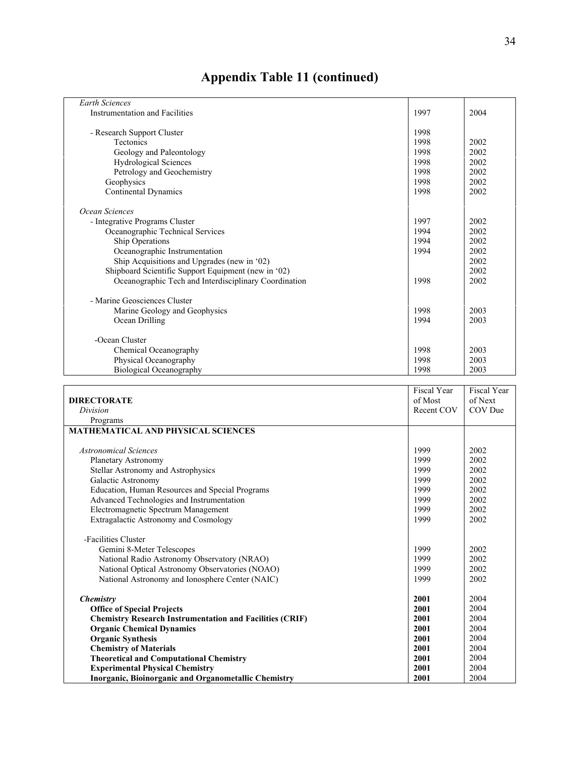# Appendix Table 11 (continued)

| | | |
|---|---|---|
| *Earth Sciences* | | |
| Instrumentation and Facilities | 1997 | 2004 |
| - Research Support Cluster | 1998 | |
| Tectonics | 1998 | 2002 |
| Geology and Paleontology | 1998 | 2002 |
| Hydrological Sciences | 1998 | 2002 |
| Petrology and Geochemistry | 1998 | 2002 |
| Geophysics | 1998 | 2002 |
| Continental Dynamics | 1998 | 2002 |
| *Ocean Sciences* | | |
| - Integrative Programs Cluster | 1997 | 2002 |
| Oceanographic Technical Services | 1994 | 2002 |
| Ship Operations | 1994 | 2002 |
| Oceanographic Instrumentation | 1994 | 2002 |
| Ship Acquisitions and Upgrades (new in '02) | | 2002 |
| Shipboard Scientific Support Equipment (new in '02) | | 2002 |
| Oceanographic Tech and Interdisciplinary Coordination | 1998 | 2002 |
| - Marine Geosciences Cluster | | |
| Marine Geology and Geophysics | 1998 | 2003 |
| Ocean Drilling | 1994 | 2003 |
| -Ocean Cluster | | |
| Chemical Oceanography | 1998 | 2003 |
| Physical Oceanography | 1998 | 2003 |
| Biological Oceanography | 1998 | 2003 |

| **DIRECTORATE** / *Division* / Programs | Fiscal Year of Most Recent COV | Fiscal Year of Next COV Due |
|---|---|---|
| **MATHEMATICAL AND PHYSICAL SCIENCES** | | |
| *Astronomical Sciences* | 1999 | 2002 |
| Planetary Astronomy | 1999 | 2002 |
| Stellar Astronomy and Astrophysics | 1999 | 2002 |
| Galactic Astronomy | 1999 | 2002 |
| Education, Human Resources and Special Programs | 1999 | 2002 |
| Advanced Technologies and Instrumentation | 1999 | 2002 |
| Electromagnetic Spectrum Management | 1999 | 2002 |
| Extragalactic Astronomy and Cosmology | 1999 | 2002 |
| -Facilities Cluster | | |
| Gemini 8-Meter Telescopes | 1999 | 2002 |
| National Radio Astronomy Observatory (NRAO) | 1999 | 2002 |
| National Optical Astronomy Observatories (NOAO) | 1999 | 2002 |
| National Astronomy and Ionosphere Center (NAIC) | 1999 | 2002 |
| ***Chemistry*** | **2001** | 2004 |
| **Office of Special Projects** | **2001** | 2004 |
| **Chemistry Research Instrumentation and Facilities (CRIF)** | **2001** | 2004 |
| **Organic Chemical Dynamics** | **2001** | 2004 |
| **Organic Synthesis** | **2001** | 2004 |
| **Chemistry of Materials** | **2001** | 2004 |
| **Theoretical and Computational Chemistry** | **2001** | 2004 |
| **Experimental Physical Chemistry** | **2001** | 2004 |
| **Inorganic, Bioinorganic and Organometallic Chemistry** | **2001** | 2004 |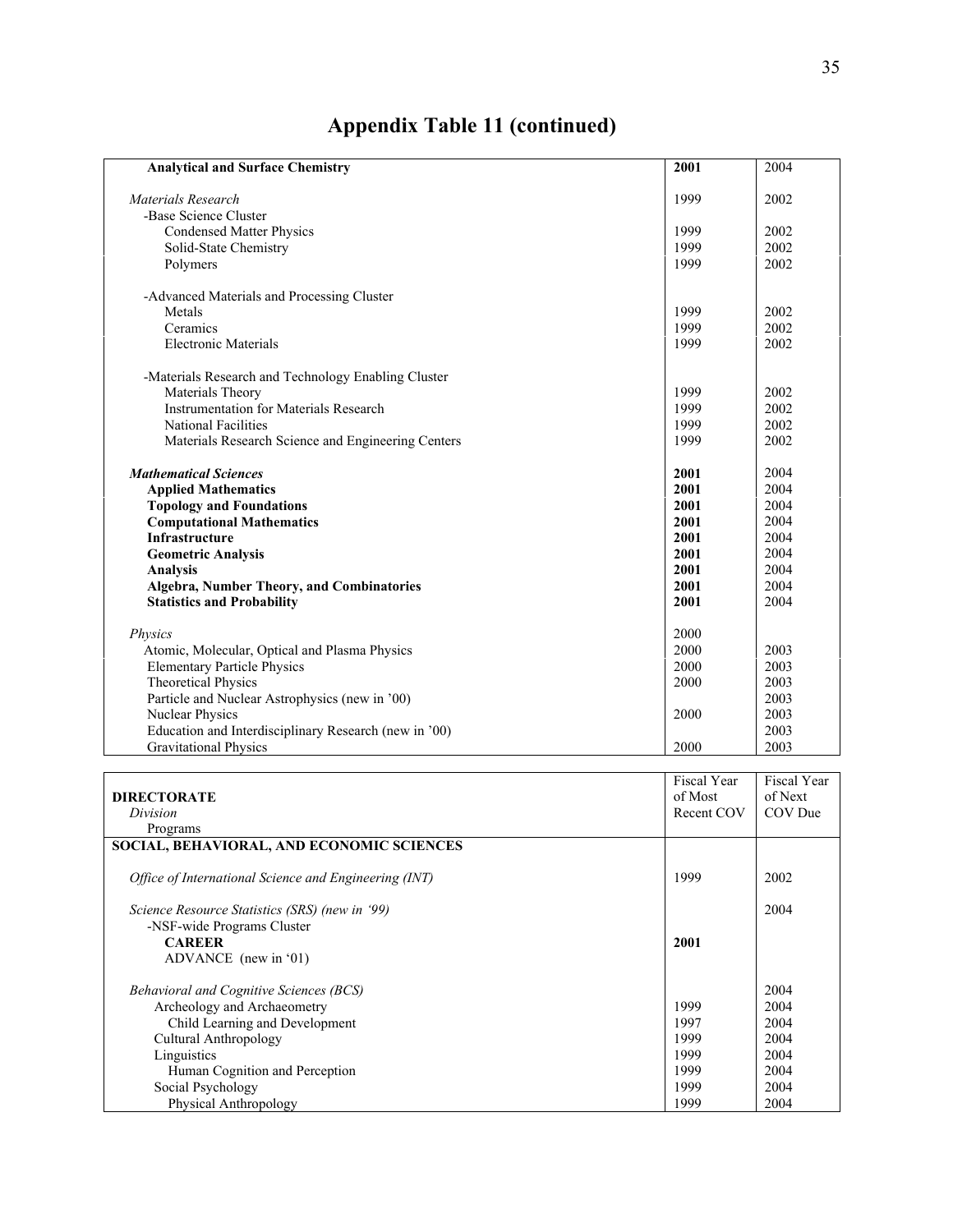# Appendix Table 11 (continued)

| | | |
|---|---|---|
| **Analytical and Surface Chemistry** | **2001** | 2004 |
| *Materials Research* | 1999 | 2002 |
| -Base Science Cluster | | |
| Condensed Matter Physics | 1999 | 2002 |
| Solid-State Chemistry | 1999 | 2002 |
| Polymers | 1999 | 2002 |
| -Advanced Materials and Processing Cluster | | |
| Metals | 1999 | 2002 |
| Ceramics | 1999 | 2002 |
| Electronic Materials | 1999 | 2002 |
| -Materials Research and Technology Enabling Cluster | | |
| Materials Theory | 1999 | 2002 |
| Instrumentation for Materials Research | 1999 | 2002 |
| National Facilities | 1999 | 2002 |
| Materials Research Science and Engineering Centers | 1999 | 2002 |
| ***Mathematical Sciences*** | **2001** | 2004 |
| **Applied Mathematics** | **2001** | 2004 |
| **Topology and Foundations** | **2001** | 2004 |
| **Computational Mathematics** | **2001** | 2004 |
| **Infrastructure** | **2001** | 2004 |
| **Geometric Analysis** | **2001** | 2004 |
| **Analysis** | **2001** | 2004 |
| **Algebra, Number Theory, and Combinatories** | **2001** | 2004 |
| **Statistics and Probability** | **2001** | 2004 |
| *Physics* | 2000 | |
| Atomic, Molecular, Optical and Plasma Physics | 2000 | 2003 |
| Elementary Particle Physics | 2000 | 2003 |
| Theoretical Physics | 2000 | 2003 |
| Particle and Nuclear Astrophysics (new in '00) | | 2003 |
| Nuclear Physics | 2000 | 2003 |
| Education and Interdisciplinary Research (new in '00) | | 2003 |
| Gravitational Physics | 2000 | 2003 |

| **DIRECTORATE** *Division* Programs | Fiscal Year of Most Recent COV | Fiscal Year of Next COV Due |
|---|---|---|
| **SOCIAL, BEHAVIORAL, AND ECONOMIC SCIENCES** | | |
| *Office of International Science and Engineering (INT)* | 1999 | 2002 |
| *Science Resource Statistics (SRS) (new in '99)* | | 2004 |
| -NSF-wide Programs Cluster | | |
| **CAREER** | **2001** | |
| ADVANCE (new in '01) | | |
| *Behavioral and Cognitive Sciences (BCS)* | | 2004 |
| Archeology and Archaeometry | 1999 | 2004 |
| Child Learning and Development | 1997 | 2004 |
| Cultural Anthropology | 1999 | 2004 |
| Linguistics | 1999 | 2004 |
| Human Cognition and Perception | 1999 | 2004 |
| Social Psychology | 1999 | 2004 |
| Physical Anthropology | 1999 | 2004 |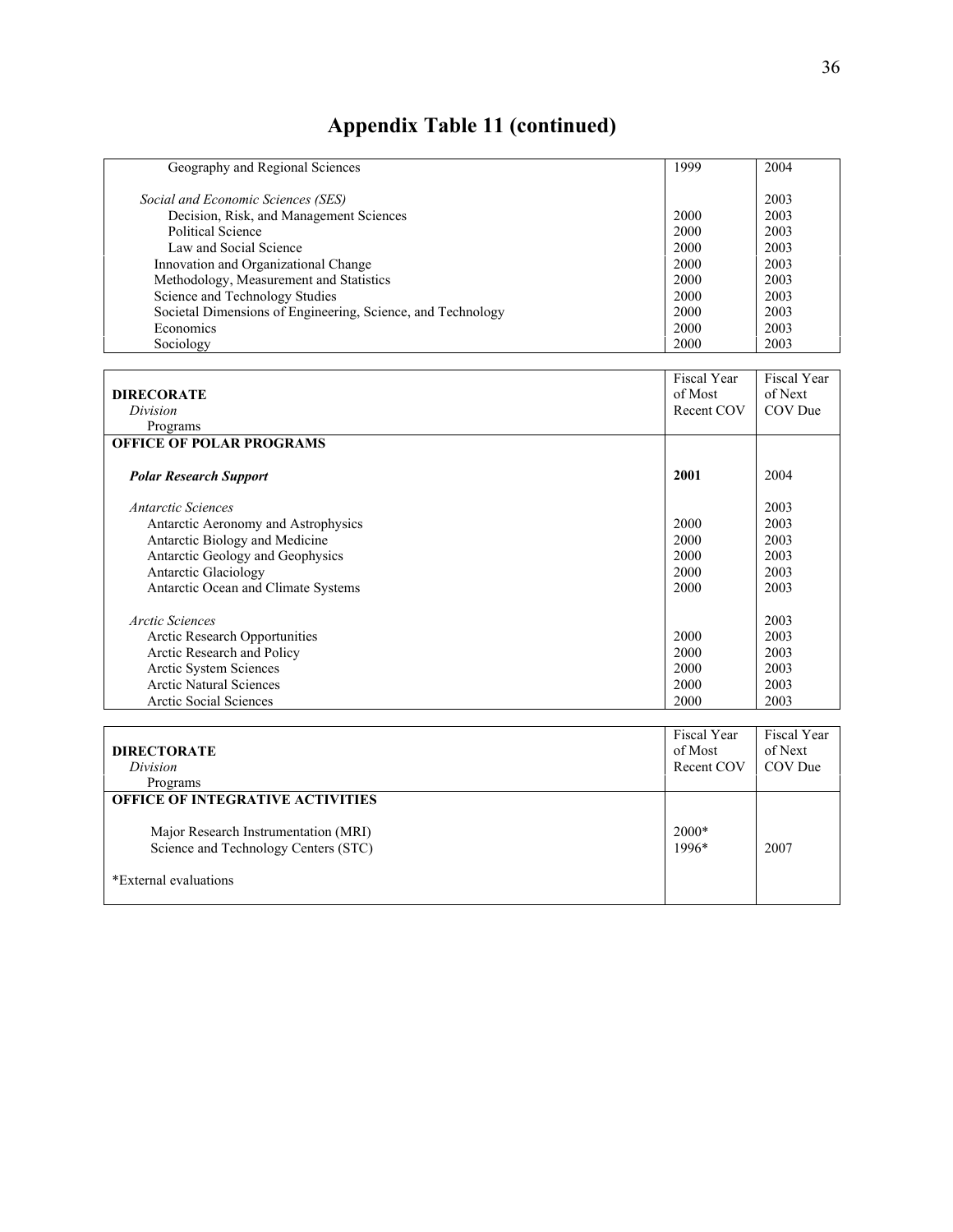# Appendix Table 11 (continued)

| | | |
|---|---|---|
| Geography and Regional Sciences | 1999 | 2004 |
| *Social and Economic Sciences (SES)* | | 2003 |
| Decision, Risk, and Management Sciences | 2000 | 2003 |
| Political Science | 2000 | 2003 |
| Law and Social Science | 2000 | 2003 |
| Innovation and Organizational Change | 2000 | 2003 |
| Methodology, Measurement and Statistics | 2000 | 2003 |
| Science and Technology Studies | 2000 | 2003 |
| Societal Dimensions of Engineering, Science, and Technology | 2000 | 2003 |
| Economics | 2000 | 2003 |
| Sociology | 2000 | 2003 |

| **DIRECORATE** *Division* Programs | Fiscal Year of Most Recent COV | Fiscal Year of Next COV Due |
|---|---|---|
| **OFFICE OF POLAR PROGRAMS** | | |
| ***Polar Research Support*** | **2001** | 2004 |
| *Antarctic Sciences* | | 2003 |
| Antarctic Aeronomy and Astrophysics | 2000 | 2003 |
| Antarctic Biology and Medicine | 2000 | 2003 |
| Antarctic Geology and Geophysics | 2000 | 2003 |
| Antarctic Glaciology | 2000 | 2003 |
| Antarctic Ocean and Climate Systems | 2000 | 2003 |
| *Arctic Sciences* | | 2003 |
| Arctic Research Opportunities | 2000 | 2003 |
| Arctic Research and Policy | 2000 | 2003 |
| Arctic System Sciences | 2000 | 2003 |
| Arctic Natural Sciences | 2000 | 2003 |
| Arctic Social Sciences | 2000 | 2003 |

| **DIRECTORATE** *Division* Programs | Fiscal Year of Most Recent COV | Fiscal Year of Next COV Due |
|---|---|---|
| **OFFICE OF INTEGRATIVE ACTIVITIES** | | |
| Major Research Instrumentation (MRI) | 2000* | |
| Science and Technology Centers (STC) | 1996* | 2007 |
| *External evaluations | | |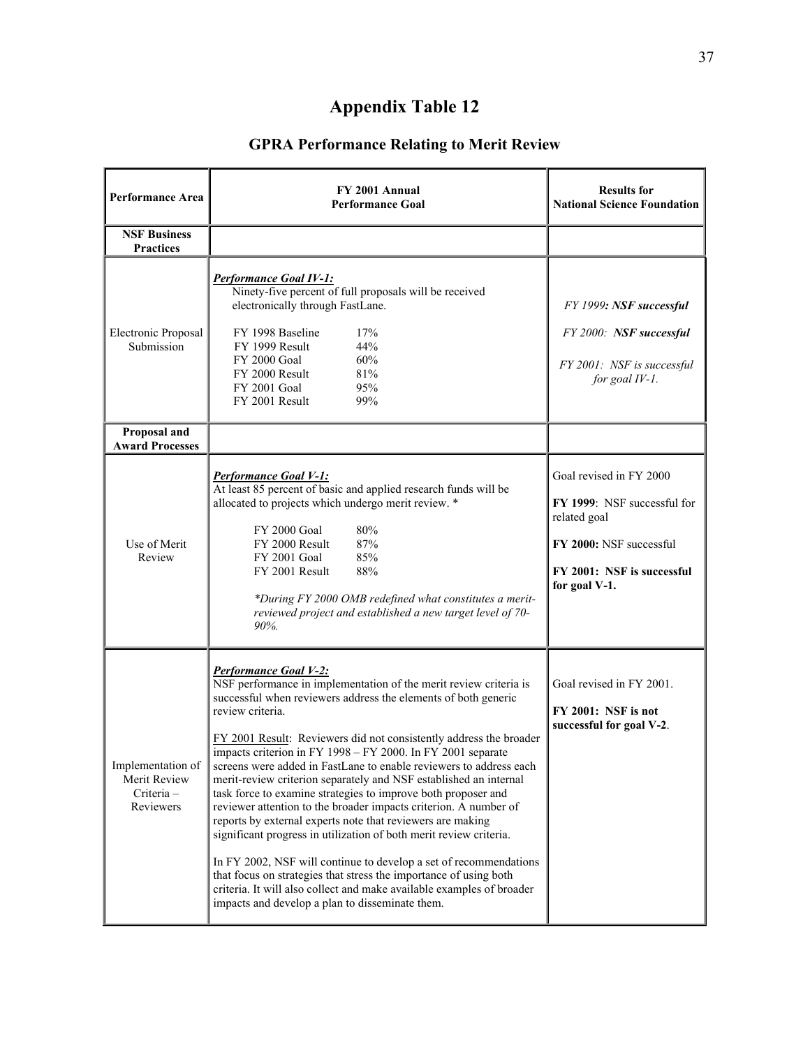# Appendix Table 12

## GPRA Performance Relating to Merit Review

| Performance Area | FY 2001 Annual Performance Goal | Results for National Science Foundation |
|---|---|---|
| **NSF Business Practices** | | |
| Electronic Proposal Submission | ***Performance Goal IV-1:*** Ninety-five percent of full proposals will be received electronically through FastLane.<br><br>FY 1998 Baseline 17%<br>FY 1999 Result 44%<br>FY 2000 Goal 60%<br>FY 2000 Result 81%<br>FY 2001 Goal 95%<br>FY 2001 Result 99% | *FY 1999**: NSF successful***<br><br>*FY 2000:* ***NSF successful***<br><br>*FY 2001: NSF is successful for goal IV-1.* |
| **Proposal and Award Processes** | | |
| Use of Merit Review | ***Performance Goal V-1:*** At least 85 percent of basic and applied research funds will be allocated to projects which undergo merit review. *<br><br>FY 2000 Goal 80%<br>FY 2000 Result 87%<br>FY 2001 Goal 85%<br>FY 2001 Result 88%<br><br>**During FY 2000 OMB redefined what constitutes a merit-reviewed project and established a new target level of 70-90%.* | Goal revised in FY 2000<br><br>**FY 1999**: NSF successful for related goal<br><br>**FY 2000:** NSF successful<br><br>**FY 2001: NSF is successful for goal V-1.** |
| Implementation of Merit Review Criteria – Reviewers | ***Performance Goal V-2:*** NSF performance in implementation of the merit review criteria is successful when reviewers address the elements of both generic review criteria.<br><br>FY 2001 Result: Reviewers did not consistently address the broader impacts criterion in FY 1998 – FY 2000. In FY 2001 separate screens were added in FastLane to enable reviewers to address each merit-review criterion separately and NSF established an internal task force to examine strategies to improve both proposer and reviewer attention to the broader impacts criterion. A number of reports by external experts note that reviewers are making significant progress in utilization of both merit review criteria.<br><br>In FY 2002, NSF will continue to develop a set of recommendations that focus on strategies that stress the importance of using both criteria. It will also collect and make available examples of broader impacts and develop a plan to disseminate them. | Goal revised in FY 2001.<br><br>**FY 2001: NSF is not successful for goal V-2**. |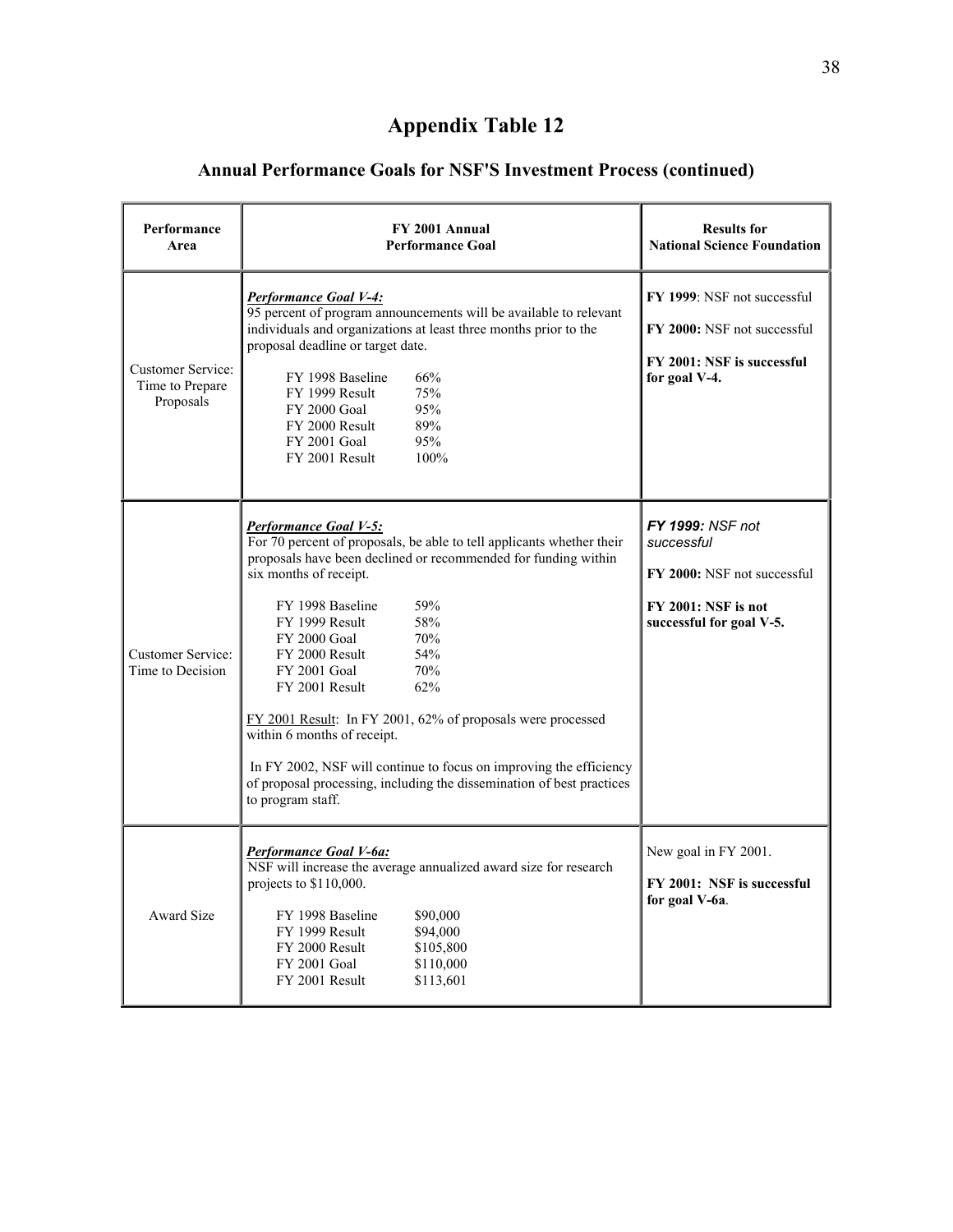# Appendix Table 12

## Annual Performance Goals for NSF'S Investment Process (continued)

| Performance Area | FY 2001 Annual Performance Goal | Results for National Science Foundation |
| --- | --- | --- |
| Customer Service: Time to Prepare Proposals | ***Performance Goal V-4:*** 95 percent of program announcements will be available to relevant individuals and organizations at least three months prior to the proposal deadline or target date.<br><br>FY 1998 Baseline 66%<br>FY 1999 Result 75%<br>FY 2000 Goal 95%<br>FY 2000 Result 89%<br>FY 2001 Goal 95%<br>FY 2001 Result 100% | **FY 1999**: NSF not successful<br><br>**FY 2000:** NSF not successful<br><br>**FY 2001: NSF is successful for goal V-4.** |
| Customer Service: Time to Decision | ***Performance Goal V-5:*** For 70 percent of proposals, be able to tell applicants whether their proposals have been declined or recommended for funding within six months of receipt.<br><br>FY 1998 Baseline 59%<br>FY 1999 Result 58%<br>FY 2000 Goal 70%<br>FY 2000 Result 54%<br>FY 2001 Goal 70%<br>FY 2001 Result 62%<br><br>FY 2001 Result: In FY 2001, 62% of proposals were processed within 6 months of receipt.<br><br>In FY 2002, NSF will continue to focus on improving the efficiency of proposal processing, including the dissemination of best practices to program staff. | ***FY 1999:*** *NSF not successful*<br><br>**FY 2000:** NSF not successful<br><br>**FY 2001: NSF is not successful for goal V-5.** |
| Award Size | ***Performance Goal V-6a:*** NSF will increase the average annualized award size for research projects to $110,000.<br><br>FY 1998 Baseline $90,000<br>FY 1999 Result $94,000<br>FY 2000 Result $105,800<br>FY 2001 Goal $110,000<br>FY 2001 Result $113,601 | New goal in FY 2001.<br><br>**FY 2001: NSF is successful for goal V-6a**. |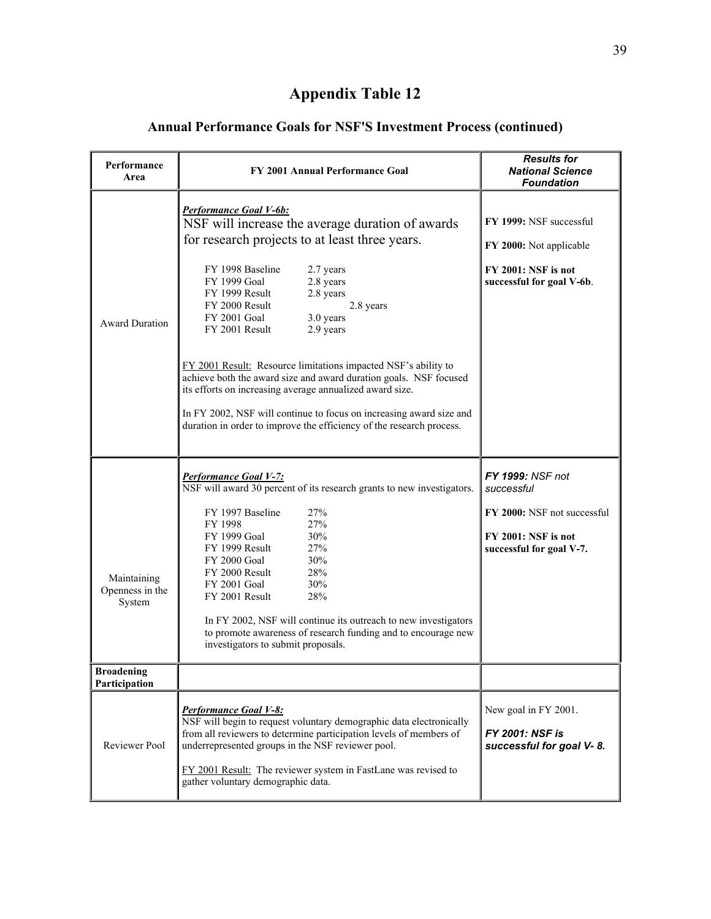# Appendix Table 12

## Annual Performance Goals for NSF'S Investment Process (continued)

| Performance Area | FY 2001 Annual Performance Goal | *Results for National Science Foundation* |
|---|---|---|
| Award Duration | ***Performance Goal V-6b:*** NSF will increase the average duration of awards for research projects to at least three years.<br><br>FY 1998 Baseline 2.7 years<br>FY 1999 Goal 2.8 years<br>FY 1999 Result 2.8 years<br>FY 2000 Result 2.8 years<br>FY 2001 Goal 3.0 years<br>FY 2001 Result 2.9 years<br><br>FY 2001 Result: Resource limitations impacted NSF's ability to achieve both the award size and award duration goals. NSF focused its efforts on increasing average annualized award size.<br><br>In FY 2002, NSF will continue to focus on increasing award size and duration in order to improve the efficiency of the research process. | **FY 1999:** NSF successful<br><br>**FY 2000:** Not applicable<br><br>**FY 2001: NSF is not successful for goal V-6b**. |
| Maintaining Openness in the System | ***Performance Goal V-7:*** NSF will award 30 percent of its research grants to new investigators.<br><br>FY 1997 Baseline 27%<br>FY 1998 27%<br>FY 1999 Goal 30%<br>FY 1999 Result 27%<br>FY 2000 Goal 30%<br>FY 2000 Result 28%<br>FY 2001 Goal 30%<br>FY 2001 Result 28%<br><br>In FY 2002, NSF will continue its outreach to new investigators to promote awareness of research funding and to encourage new investigators to submit proposals. | ***FY 1999:*** *NSF not successful*<br><br>**FY 2000:** NSF not successful<br><br>**FY 2001: NSF is not successful for goal V-7.** |
| **Broadening Participation** | | |
| Reviewer Pool | ***Performance Goal V-8:*** NSF will begin to request voluntary demographic data electronically from all reviewers to determine participation levels of members of underrepresented groups in the NSF reviewer pool.<br><br>FY 2001 Result: The reviewer system in FastLane was revised to gather voluntary demographic data. | New goal in FY 2001.<br><br>***FY 2001: NSF is successful for goal V- 8.*** |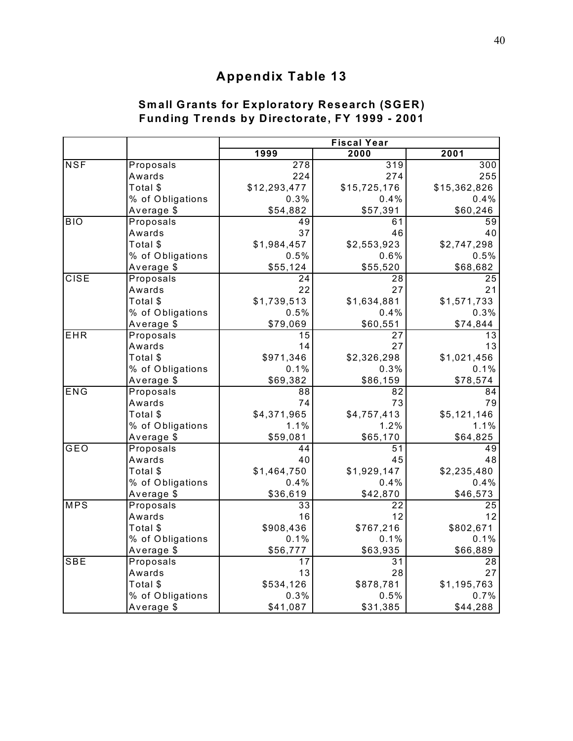# Appendix Table 13

## Small Grants for Exploratory Research (SGER) Funding Trends by Directorate, FY 1999 - 2001

| | | Fiscal Year | | |
|---|---|---|---|---|
| | | 1999 | 2000 | 2001 |
| NSF | Proposals | 278 | 319 | 300 |
| | Awards | 224 | 274 | 255 |
| | Total $ | $12,293,477 | $15,725,176 | $15,362,826 |
| | % of Obligations | 0.3% | 0.4% | 0.4% |
| | Average $ | $54,882 | $57,391 | $60,246 |
| BIO | Proposals | 49 | 61 | 59 |
| | Awards | 37 | 46 | 40 |
| | Total $ | $1,984,457 | $2,553,923 | $2,747,298 |
| | % of Obligations | 0.5% | 0.6% | 0.5% |
| | Average $ | $55,124 | $55,520 | $68,682 |
| CISE | Proposals | 24 | 28 | 25 |
| | Awards | 22 | 27 | 21 |
| | Total $ | $1,739,513 | $1,634,881 | $1,571,733 |
| | % of Obligations | 0.5% | 0.4% | 0.3% |
| | Average $ | $79,069 | $60,551 | $74,844 |
| EHR | Proposals | 15 | 27 | 13 |
| | Awards | 14 | 27 | 13 |
| | Total $ | $971,346 | $2,326,298 | $1,021,456 |
| | % of Obligations | 0.1% | 0.3% | 0.1% |
| | Average $ | $69,382 | $86,159 | $78,574 |
| ENG | Proposals | 88 | 82 | 84 |
| | Awards | 74 | 73 | 79 |
| | Total $ | $4,371,965 | $4,757,413 | $5,121,146 |
| | % of Obligations | 1.1% | 1.2% | 1.1% |
| | Average $ | $59,081 | $65,170 | $64,825 |
| GEO | Proposals | 44 | 51 | 49 |
| | Awards | 40 | 45 | 48 |
| | Total $ | $1,464,750 | $1,929,147 | $2,235,480 |
| | % of Obligations | 0.4% | 0.4% | 0.4% |
| | Average $ | $36,619 | $42,870 | $46,573 |
| MPS | Proposals | 33 | 22 | 25 |
| | Awards | 16 | 12 | 12 |
| | Total $ | $908,436 | $767,216 | $802,671 |
| | % of Obligations | 0.1% | 0.1% | 0.1% |
| | Average $ | $56,777 | $63,935 | $66,889 |
| SBE | Proposals | 17 | 31 | 28 |
| | Awards | 13 | 28 | 27 |
| | Total $ | $534,126 | $878,781 | $1,195,763 |
| | % of Obligations | 0.3% | 0.5% | 0.7% |
| | Average $ | $41,087 | $31,385 | $44,288 |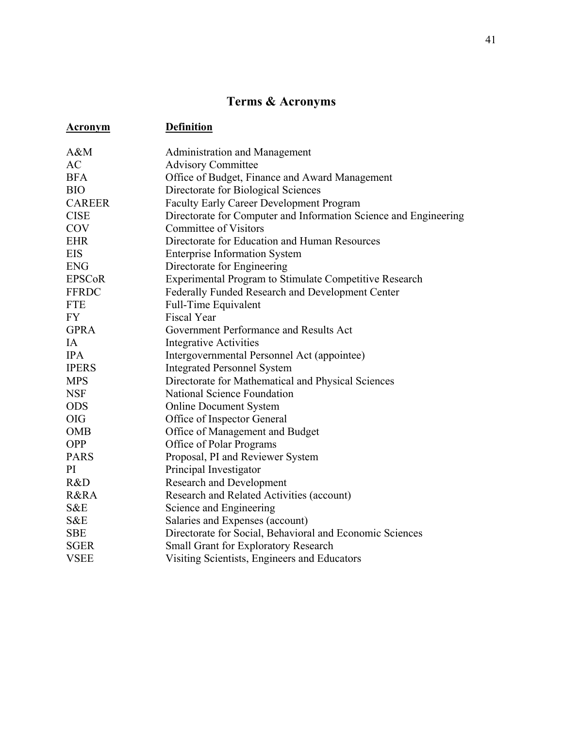# Terms & Acronyms

| Acronym | Definition |
|---|---|
| A&M | Administration and Management |
| AC | Advisory Committee |
| BFA | Office of Budget, Finance and Award Management |
| BIO | Directorate for Biological Sciences |
| CAREER | Faculty Early Career Development Program |
| CISE | Directorate for Computer and Information Science and Engineering |
| COV | Committee of Visitors |
| EHR | Directorate for Education and Human Resources |
| EIS | Enterprise Information System |
| ENG | Directorate for Engineering |
| EPSCoR | Experimental Program to Stimulate Competitive Research |
| FFRDC | Federally Funded Research and Development Center |
| FTE | Full-Time Equivalent |
| FY | Fiscal Year |
| GPRA | Government Performance and Results Act |
| IA | Integrative Activities |
| IPA | Intergovernmental Personnel Act (appointee) |
| IPERS | Integrated Personnel System |
| MPS | Directorate for Mathematical and Physical Sciences |
| NSF | National Science Foundation |
| ODS | Online Document System |
| OIG | Office of Inspector General |
| OMB | Office of Management and Budget |
| OPP | Office of Polar Programs |
| PARS | Proposal, PI and Reviewer System |
| PI | Principal Investigator |
| R&D | Research and Development |
| R&RA | Research and Related Activities (account) |
| S&E | Science and Engineering |
| S&E | Salaries and Expenses (account) |
| SBE | Directorate for Social, Behavioral and Economic Sciences |
| SGER | Small Grant for Exploratory Research |
| VSEE | Visiting Scientists, Engineers and Educators |